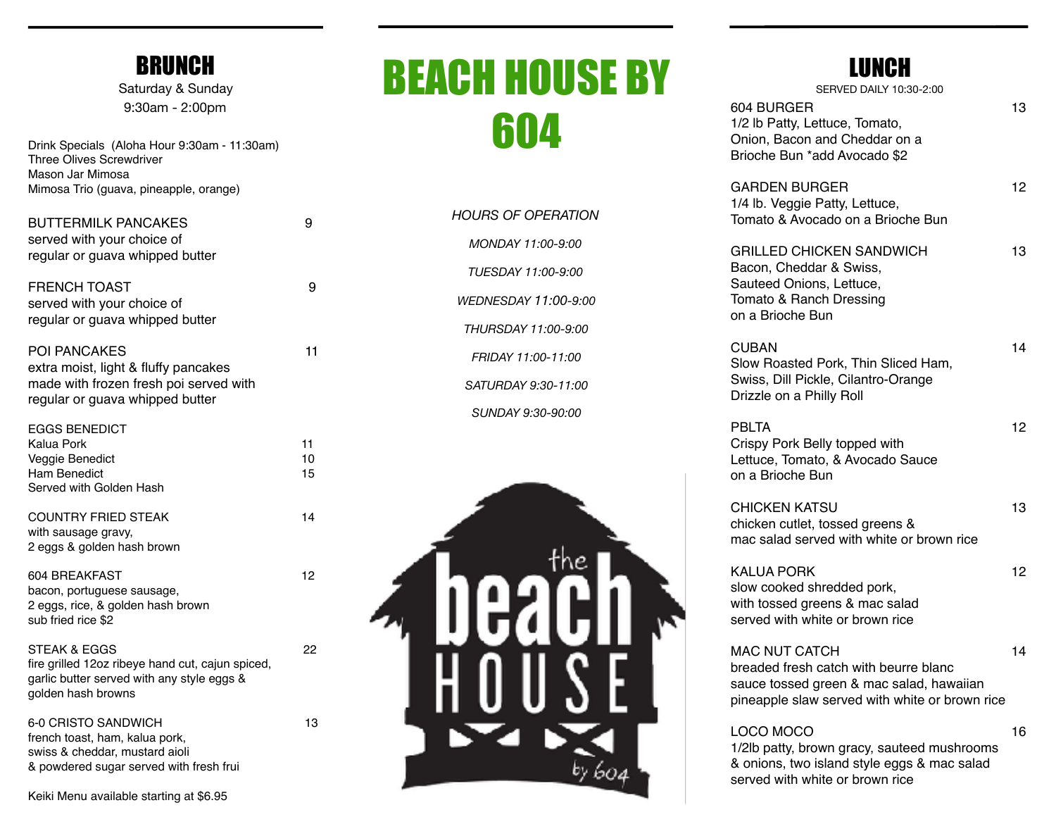# BEACH HOUSE BY 604

*HOURS OF OPERATION*

*MONDAY 11:00-9:00*

*TUESDAY 11:00-9:00*

*WEDNESDAY 11:00-9:00*

*THURSDAY 11:00-9:00*

*FRIDAY 11:00-11:00*

*SATURDAY 9:30-11:00*

*SUNDAY 9:30-90:00*

## BRUNCH

Saturday & Sunday
9:30am - 2:00pm

Drink Specials (Aloha Hour 9:30am - 11:30am)
Three Olives Screwdriver
Mason Jar Mimosa
Mimosa Trio (guava, pineapple, orange)

BUTTERMILK PANCAKES — 9
served with your choice of
regular or guava whipped butter

FRENCH TOAST — 9
served with your choice of
regular or guava whipped butter

POI PANCAKES — 11
extra moist, light & fluffy pancakes
made with frozen fresh poi served with
regular or guava whipped butter

EGGS BENEDICT
Kalua Pork — 11
Veggie Benedict — 10
Ham Benedict — 15
Served with Golden Hash

COUNTRY FRIED STEAK — 14
with sausage gravy,
2 eggs & golden hash brown

604 BREAKFAST — 12
bacon, portuguese sausage,
2 eggs, rice, & golden hash brown
sub fried rice $2

STEAK & EGGS — 22
fire grilled 12oz ribeye hand cut, cajun spiced,
garlic butter served with any style eggs &
golden hash browns

6-0 CRISTO SANDWICH — 13
french toast, ham, kalua pork,
swiss & cheddar, mustard aioli
& powdered sugar served with fresh frui

Keiki Menu available starting at $6.95

## LUNCH

SERVED DAILY 10:30-2:00

604 BURGER — 13
1/2 lb Patty, Lettuce, Tomato,
Onion, Bacon and Cheddar on a
Brioche Bun *add Avocado $2

GARDEN BURGER — 12
1/4 lb. Veggie Patty, Lettuce,
Tomato & Avocado on a Brioche Bun

GRILLED CHICKEN SANDWICH — 13
Bacon, Cheddar & Swiss,
Sauteed Onions, Lettuce,
Tomato & Ranch Dressing
on a Brioche Bun

CUBAN — 14
Slow Roasted Pork, Thin Sliced Ham,
Swiss, Dill Pickle, Cilantro-Orange
Drizzle on a Philly Roll

PBLTA — 12
Crispy Pork Belly topped with
Lettuce, Tomato, & Avocado Sauce
on a Brioche Bun

CHICKEN KATSU — 13
chicken cutlet, tossed greens &
mac salad served with white or brown rice

KALUA PORK — 12
slow cooked shredded pork,
with tossed greens & mac salad
served with white or brown rice

MAC NUT CATCH — 14
breaded fresh catch with beurre blanc
sauce tossed green & mac salad, hawaiian
pineapple slaw served with white or brown rice

LOCO MOCO — 16
1/2lb patty, brown gracy, sauteed mushrooms
& onions, two island style eggs & mac salad
served with white or brown rice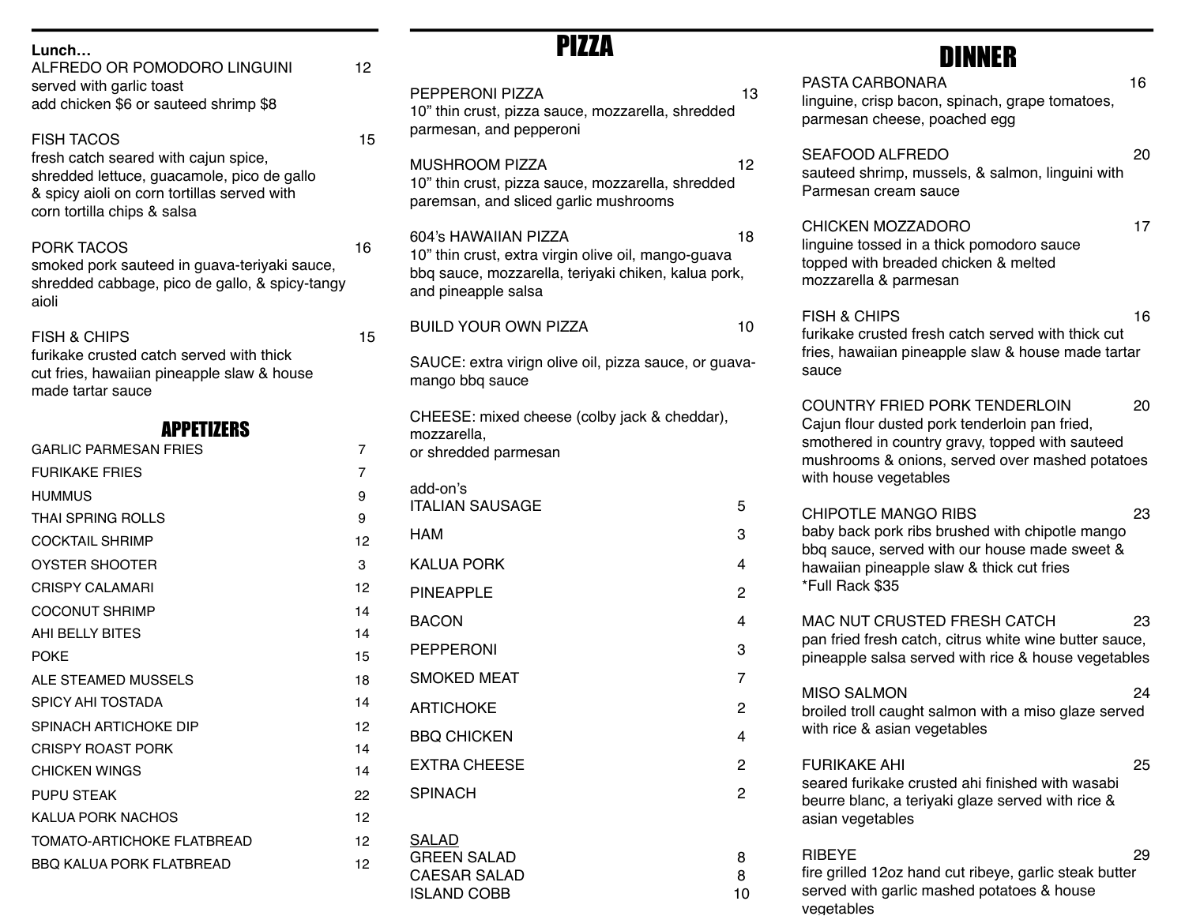**Lunch…**

ALFREDO OR POMODORO LINGUINI 12
served with garlic toast
add chicken $6 or sauteed shrimp $8

FISH TACOS 15
fresh catch seared with cajun spice, shredded lettuce, guacamole, pico de gallo & spicy aioli on corn tortillas served with corn tortilla chips & salsa

PORK TACOS 16
smoked pork sauteed in guava-teriyaki sauce, shredded cabbage, pico de gallo, & spicy-tangy aioli

FISH & CHIPS 15
furikake crusted catch served with thick cut fries, hawaiian pineapple slaw & house made tartar sauce

## APPETIZERS

| | |
|---|---|
| GARLIC PARMESAN FRIES | 7 |
| FURIKAKE FRIES | 7 |
| HUMMUS | 9 |
| THAI SPRING ROLLS | 9 |
| COCKTAIL SHRIMP | 12 |
| OYSTER SHOOTER | 3 |
| CRISPY CALAMARI | 12 |
| COCONUT SHRIMP | 14 |
| AHI BELLY BITES | 14 |
| POKE | 15 |
| ALE STEAMED MUSSELS | 18 |
| SPICY AHI TOSTADA | 14 |
| SPINACH ARTICHOKE DIP | 12 |
| CRISPY ROAST PORK | 14 |
| CHICKEN WINGS | 14 |
| PUPU STEAK | 22 |
| KALUA PORK NACHOS | 12 |
| TOMATO-ARTICHOKE FLATBREAD | 12 |
| BBQ KALUA PORK FLATBREAD | 12 |

# PIZZA

PEPPERONI PIZZA 13
10" thin crust, pizza sauce, mozzarella, shredded parmesan, and pepperoni

MUSHROOM PIZZA 12
10" thin crust, pizza sauce, mozzarella, shredded paremsan, and sliced garlic mushrooms

604's HAWAIIAN PIZZA 18
10" thin crust, extra virgin olive oil, mango-guava bbq sauce, mozzarella, teriyaki chiken, kalua pork, and pineapple salsa

BUILD YOUR OWN PIZZA 10

SAUCE: extra virign olive oil, pizza sauce, or guava-mango bbq sauce

CHEESE: mixed cheese (colby jack & cheddar), mozzarella,
or shredded parmesan

add-on's

| | |
|---|---|
| ITALIAN SAUSAGE | 5 |
| HAM | 3 |
| KALUA PORK | 4 |
| PINEAPPLE | 2 |
| BACON | 4 |
| PEPPERONI | 3 |
| SMOKED MEAT | 7 |
| ARTICHOKE | 2 |
| BBQ CHICKEN | 4 |
| EXTRA CHEESE | 2 |
| SPINACH | 2 |

SALAD

| | |
|---|---|
| GREEN SALAD | 8 |
| CAESAR SALAD | 8 |
| ISLAND COBB | 10 |

# DINNER

PASTA CARBONARA 16
linguine, crisp bacon, spinach, grape tomatoes, parmesan cheese, poached egg

SEAFOOD ALFREDO 20
sauteed shrimp, mussels, & salmon, linguini with Parmesan cream sauce

CHICKEN MOZZADORO 17
linguine tossed in a thick pomodoro sauce topped with breaded chicken & melted mozzarella & parmesan

FISH & CHIPS 16
furikake crusted fresh catch served with thick cut fries, hawaiian pineapple slaw & house made tartar sauce

COUNTRY FRIED PORK TENDERLOIN 20
Cajun flour dusted pork tenderloin pan fried, smothered in country gravy, topped with sauteed mushrooms & onions, served over mashed potatoes with house vegetables

CHIPOTLE MANGO RIBS 23
baby back pork ribs brushed with chipotle mango bbq sauce, served with our house made sweet & hawaiian pineapple slaw & thick cut fries
*Full Rack $35

MAC NUT CRUSTED FRESH CATCH 23
pan fried fresh catch, citrus white wine butter sauce, pineapple salsa served with rice & house vegetables

MISO SALMON 24
broiled troll caught salmon with a miso glaze served with rice & asian vegetables

FURIKAKE AHI 25
seared furikake crusted ahi finished with wasabi beurre blanc, a teriyaki glaze served with rice & asian vegetables

RIBEYE 29
fire grilled 12oz hand cut ribeye, garlic steak butter served with garlic mashed potatoes & house vegetables